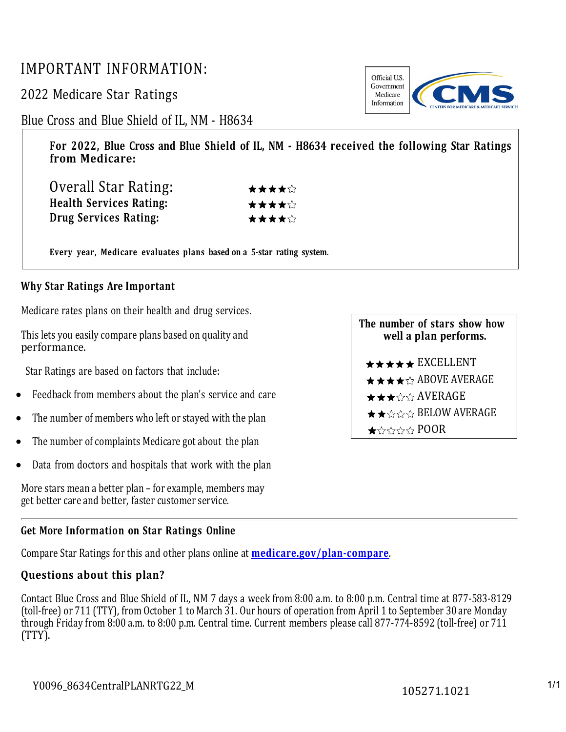# IMPORTANT INFORMATION:

## 2022 Medicare Star Ratings

## Blue Cross and Blue Shield of IL, NM - H8634

Official U.S. Government Medicare Information

**For 2022, Blue Cross and Blue Shield of IL, NM - H8634 received the following Star Ratings from Medicare:**

| | |
|---|---|
| Overall Star Rating: | ★★★★☆ |
| **Health Services Rating:** | ★★★★☆ |
| **Drug Services Rating:** | ★★★★☆ |

**Every year, Medicare evaluates plans based on a 5-star rating system.**

### Why Star Ratings Are Important

Medicare rates plans on their health and drug services.

This lets you easily compare plans based on quality and performance.

Star Ratings are based on factors that include:

- Feedback from members about the plan's service and care
- The number of members who left or stayed with the plan
- The number of complaints Medicare got about the plan
- Data from doctors and hospitals that work with the plan

More stars mean a better plan – for example, members may get better care and better, faster customer service.

**The number of stars show how well a plan performs.**

★★★★★ EXCELLENT
★★★★☆ ABOVE AVERAGE
★★★☆☆ AVERAGE
★★☆☆☆ BELOW AVERAGE
★☆☆☆☆ POOR

### Get More Information on Star Ratings Online

Compare Star Ratings for this and other plans online at **medicare.gov/plan-compare**.

### Questions about this plan?

Contact Blue Cross and Blue Shield of IL, NM 7 days a week from 8:00 a.m. to 8:00 p.m. Central time at 877-583-8129 (toll-free) or 711 (TTY), from October 1 to March 31. Our hours of operation from April 1 to September 30 are Monday through Friday from 8:00 a.m. to 8:00 p.m. Central time. Current members please call 877-774-8592 (toll-free) or 711 (TTY).

Y0096_8634CentralPLANRTG22_M 105271.1021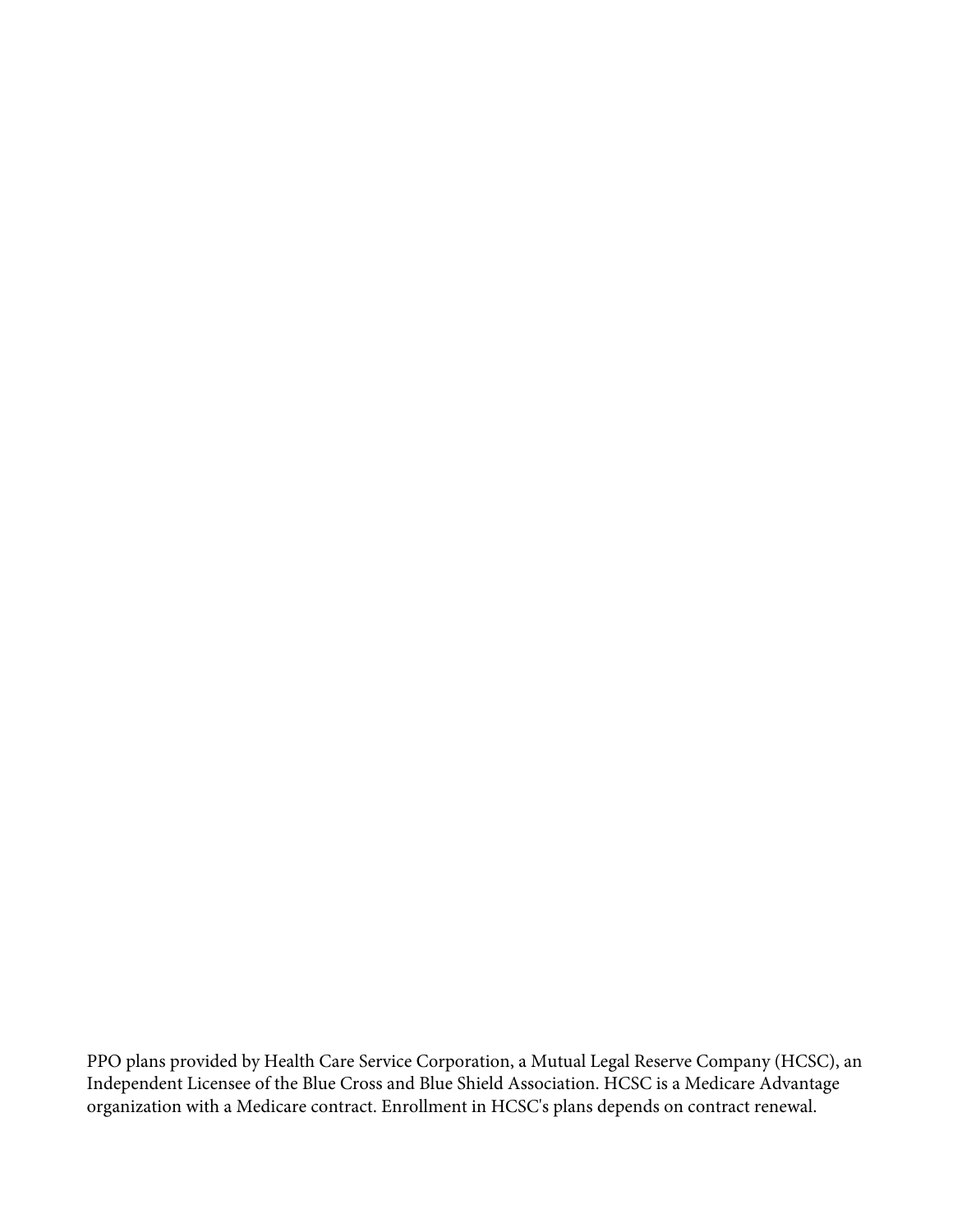PPO plans provided by Health Care Service Corporation, a Mutual Legal Reserve Company (HCSC), an Independent Licensee of the Blue Cross and Blue Shield Association. HCSC is a Medicare Advantage organization with a Medicare contract. Enrollment in HCSC's plans depends on contract renewal.